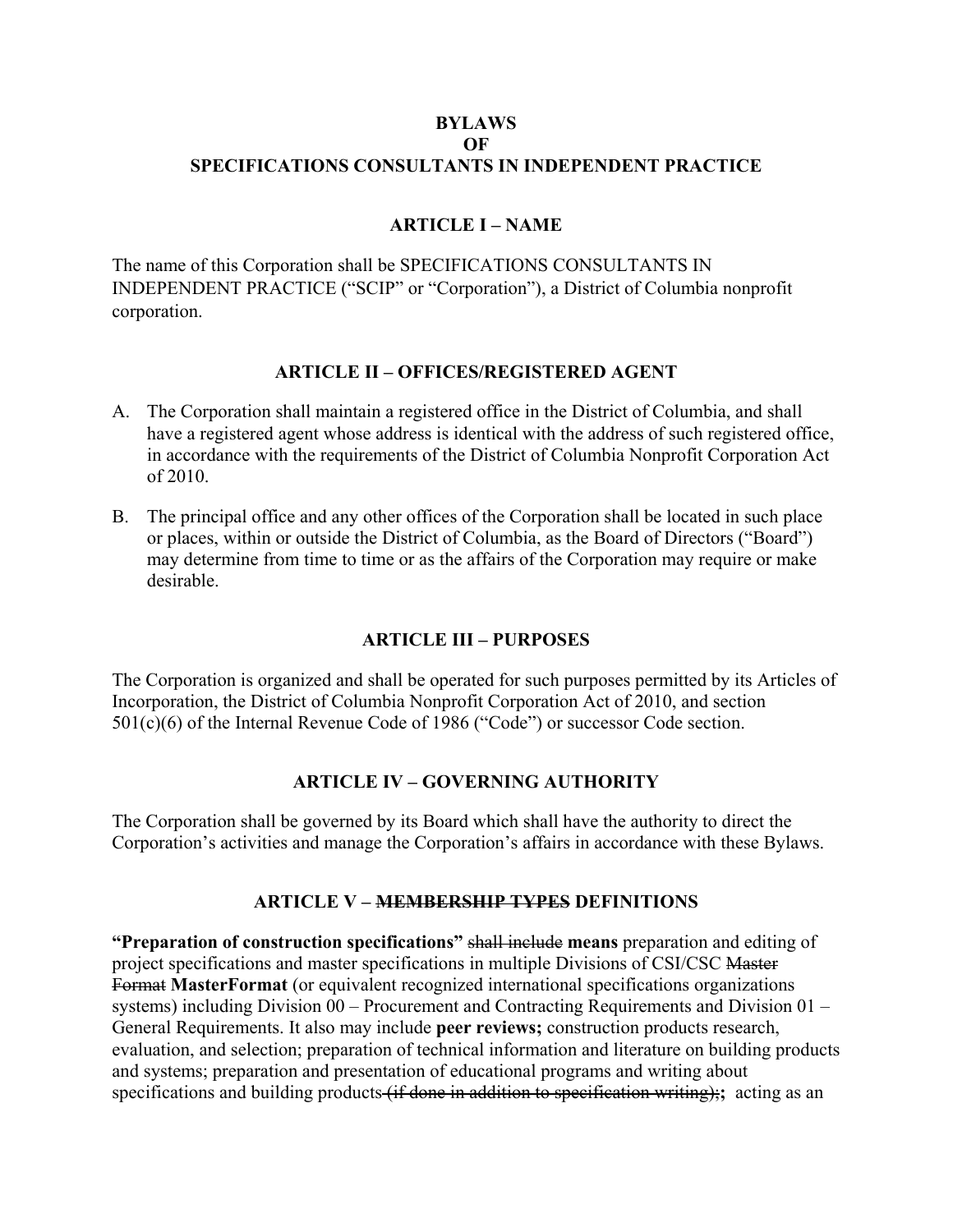# BYLAWS
# OF
# SPECIFICATIONS CONSULTANTS IN INDEPENDENT PRACTICE

## ARTICLE I – NAME

The name of this Corporation shall be SPECIFICATIONS CONSULTANTS IN INDEPENDENT PRACTICE ("SCIP" or "Corporation"), a District of Columbia nonprofit corporation.

## ARTICLE II – OFFICES/REGISTERED AGENT

A. The Corporation shall maintain a registered office in the District of Columbia, and shall have a registered agent whose address is identical with the address of such registered office, in accordance with the requirements of the District of Columbia Nonprofit Corporation Act of 2010.

B. The principal office and any other offices of the Corporation shall be located in such place or places, within or outside the District of Columbia, as the Board of Directors ("Board") may determine from time to time or as the affairs of the Corporation may require or make desirable.

## ARTICLE III – PURPOSES

The Corporation is organized and shall be operated for such purposes permitted by its Articles of Incorporation, the District of Columbia Nonprofit Corporation Act of 2010, and section 501(c)(6) of the Internal Revenue Code of 1986 ("Code") or successor Code section.

## ARTICLE IV – GOVERNING AUTHORITY

The Corporation shall be governed by its Board which shall have the authority to direct the Corporation's activities and manage the Corporation's affairs in accordance with these Bylaws.

## ARTICLE V – ~~MEMBERSHIP TYPES~~ DEFINITIONS

**"Preparation of construction specifications"** ~~shall include~~ **means** preparation and editing of project specifications and master specifications in multiple Divisions of CSI/CSC ~~Master Format~~ **MasterFormat** (or equivalent recognized international specifications organizations systems) including Division 00 – Procurement and Contracting Requirements and Division 01 – General Requirements. It also may include **peer reviews;** construction products research, evaluation, and selection; preparation of technical information and literature on building products and systems; preparation and presentation of educational programs and writing about specifications and building products~~ (if done in addition to specification writing);~~**;** acting as an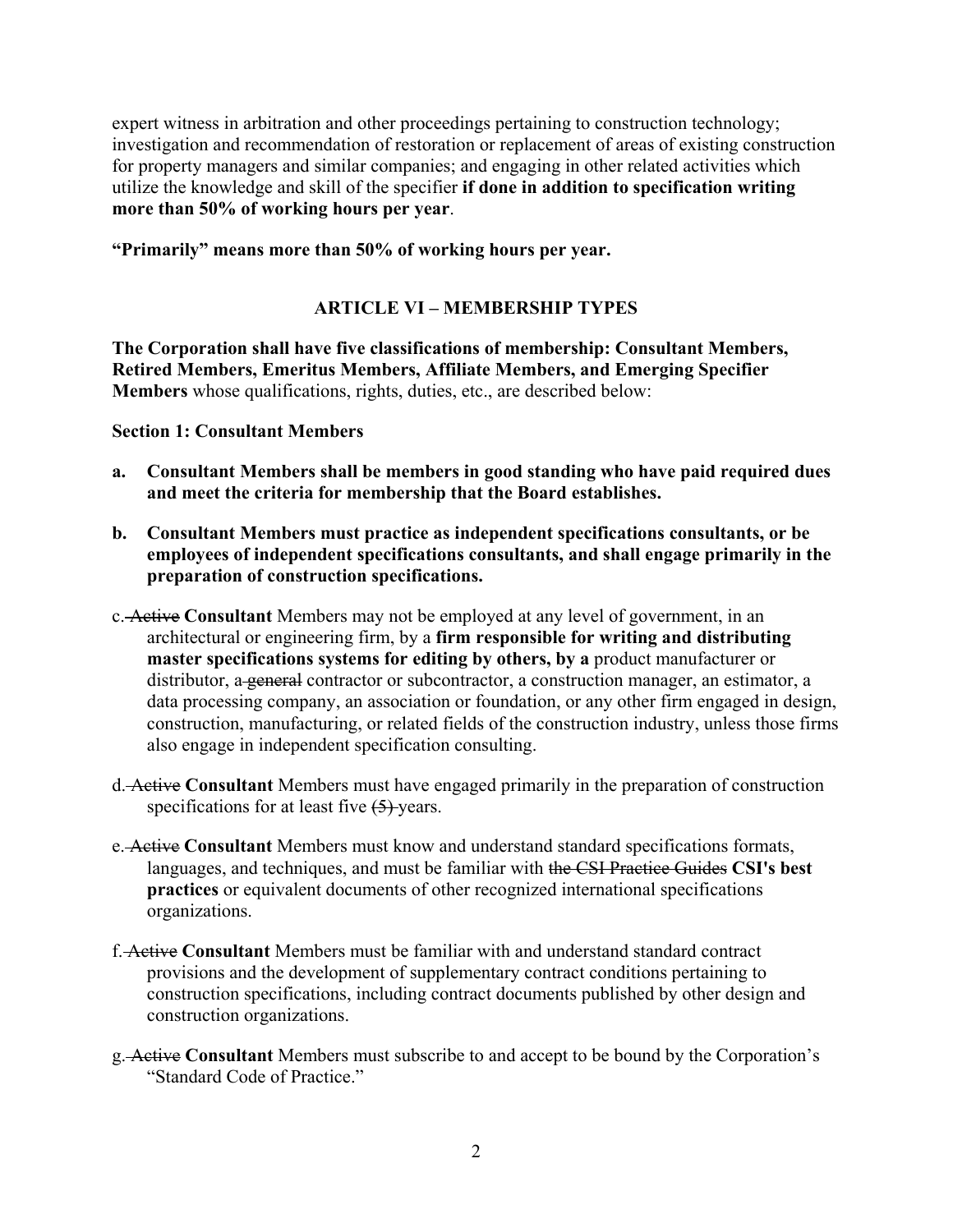expert witness in arbitration and other proceedings pertaining to construction technology; investigation and recommendation of restoration or replacement of areas of existing construction for property managers and similar companies; and engaging in other related activities which utilize the knowledge and skill of the specifier **if done in addition to specification writing more than 50% of working hours per year**.

**"Primarily" means more than 50% of working hours per year.**

## ARTICLE VI – MEMBERSHIP TYPES

**The Corporation shall have five classifications of membership: Consultant Members, Retired Members, Emeritus Members, Affiliate Members, and Emerging Specifier Members** whose qualifications, rights, duties, etc., are described below:

### Section 1: Consultant Members

**a. Consultant Members shall be members in good standing who have paid required dues and meet the criteria for membership that the Board establishes.**

**b. Consultant Members must practice as independent specifications consultants, or be employees of independent specifications consultants, and shall engage primarily in the preparation of construction specifications.**

c. ~~Active~~ **Consultant** Members may not be employed at any level of government, in an architectural or engineering firm, by a **firm responsible for writing and distributing master specifications systems for editing by others, by a** product manufacturer or distributor, a ~~general~~ contractor or subcontractor, a construction manager, an estimator, a data processing company, an association or foundation, or any other firm engaged in design, construction, manufacturing, or related fields of the construction industry, unless those firms also engage in independent specification consulting.

d. ~~Active~~ **Consultant** Members must have engaged primarily in the preparation of construction specifications for at least five ~~(5)~~ years.

e. ~~Active~~ **Consultant** Members must know and understand standard specifications formats, languages, and techniques, and must be familiar with ~~the CSI Practice Guides~~ **CSI's best practices** or equivalent documents of other recognized international specifications organizations.

f. ~~Active~~ **Consultant** Members must be familiar with and understand standard contract provisions and the development of supplementary contract conditions pertaining to construction specifications, including contract documents published by other design and construction organizations.

g. ~~Active~~ **Consultant** Members must subscribe to and accept to be bound by the Corporation's "Standard Code of Practice."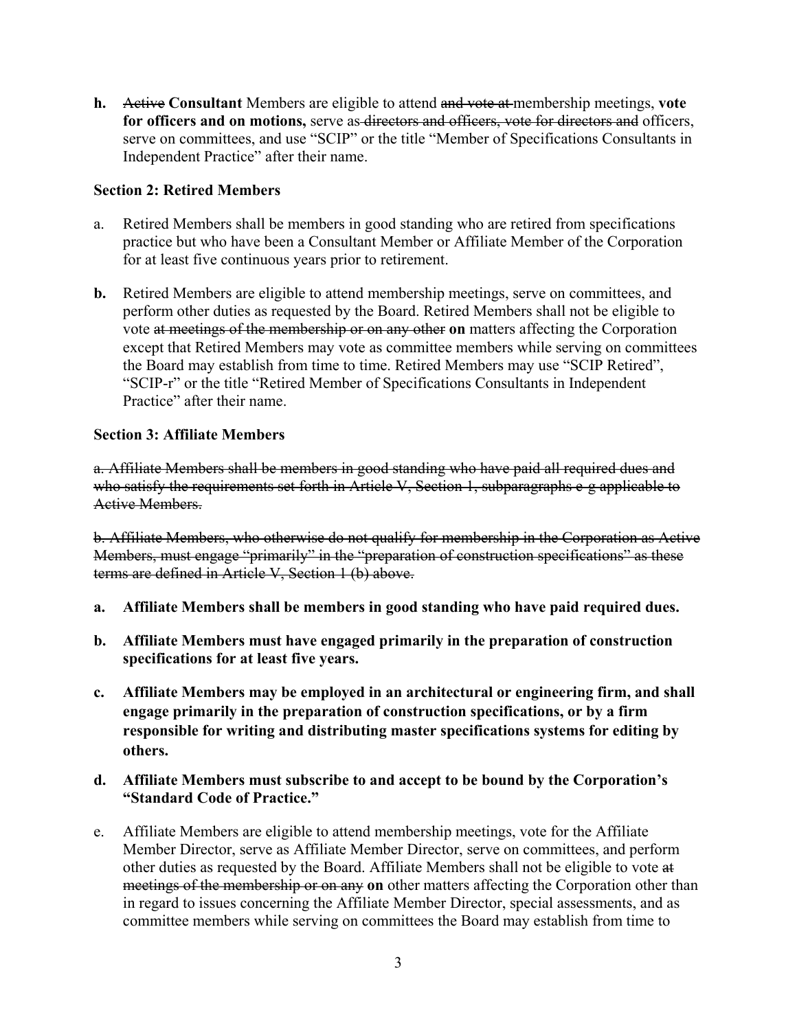**h.** ~~Active~~ **Consultant** Members are eligible to attend ~~and vote at~~ membership meetings, **vote for officers and on motions,** serve as ~~directors and officers, vote for directors and~~ officers, serve on committees, and use "SCIP" or the title "Member of Specifications Consultants in Independent Practice" after their name.

**Section 2: Retired Members**

a. Retired Members shall be members in good standing who are retired from specifications practice but who have been a Consultant Member or Affiliate Member of the Corporation for at least five continuous years prior to retirement.

**b.** Retired Members are eligible to attend membership meetings, serve on committees, and perform other duties as requested by the Board. Retired Members shall not be eligible to vote ~~at meetings of the membership or on any other~~ **on** matters affecting the Corporation except that Retired Members may vote as committee members while serving on committees the Board may establish from time to time. Retired Members may use "SCIP Retired", "SCIP-r" or the title "Retired Member of Specifications Consultants in Independent Practice" after their name.

**Section 3: Affiliate Members**

~~a. Affiliate Members shall be members in good standing who have paid all required dues and who satisfy the requirements set forth in Article V, Section 1, subparagraphs e-g applicable to Active Members.~~

~~b. Affiliate Members, who otherwise do not qualify for membership in the Corporation as Active Members, must engage "primarily" in the "preparation of construction specifications" as these terms are defined in Article V, Section 1 (b) above.~~

**a. Affiliate Members shall be members in good standing who have paid required dues.**

**b. Affiliate Members must have engaged primarily in the preparation of construction specifications for at least five years.**

**c. Affiliate Members may be employed in an architectural or engineering firm, and shall engage primarily in the preparation of construction specifications, or by a firm responsible for writing and distributing master specifications systems for editing by others.**

**d. Affiliate Members must subscribe to and accept to be bound by the Corporation's "Standard Code of Practice."**

e. Affiliate Members are eligible to attend membership meetings, vote for the Affiliate Member Director, serve as Affiliate Member Director, serve on committees, and perform other duties as requested by the Board. Affiliate Members shall not be eligible to vote ~~at meetings of the membership or on any~~ **on** other matters affecting the Corporation other than in regard to issues concerning the Affiliate Member Director, special assessments, and as committee members while serving on committees the Board may establish from time to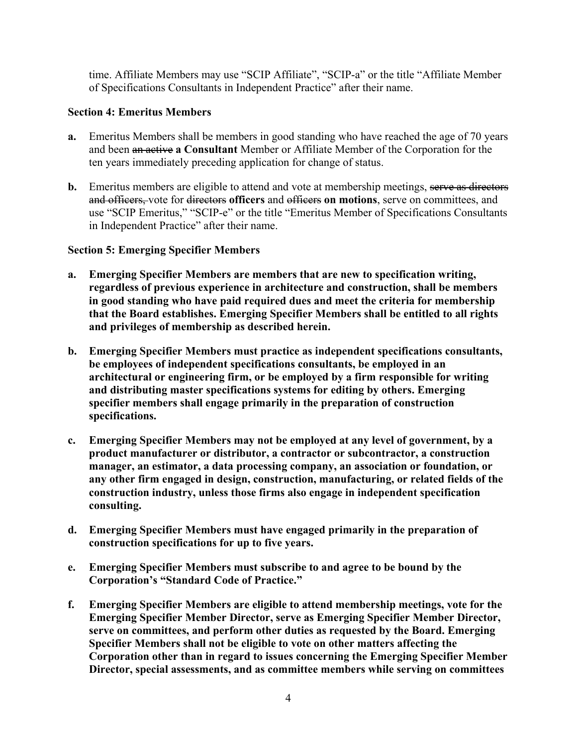time. Affiliate Members may use "SCIP Affiliate", "SCIP-a" or the title "Affiliate Member of Specifications Consultants in Independent Practice" after their name.

**Section 4: Emeritus Members**

**a.** Emeritus Members shall be members in good standing who have reached the age of 70 years and been ~~an active~~ **a Consultant** Member or Affiliate Member of the Corporation for the ten years immediately preceding application for change of status.

**b.** Emeritus members are eligible to attend and vote at membership meetings, ~~serve as directors and officers,~~ vote for ~~directors~~ **officers** and ~~officers~~ **on motions**, serve on committees, and use "SCIP Emeritus," "SCIP-e" or the title "Emeritus Member of Specifications Consultants in Independent Practice" after their name.

**Section 5: Emerging Specifier Members**

**a. Emerging Specifier Members are members that are new to specification writing, regardless of previous experience in architecture and construction, shall be members in good standing who have paid required dues and meet the criteria for membership that the Board establishes. Emerging Specifier Members shall be entitled to all rights and privileges of membership as described herein.**

**b. Emerging Specifier Members must practice as independent specifications consultants, be employees of independent specifications consultants, be employed in an architectural or engineering firm, or be employed by a firm responsible for writing and distributing master specifications systems for editing by others. Emerging specifier members shall engage primarily in the preparation of construction specifications.**

**c. Emerging Specifier Members may not be employed at any level of government, by a product manufacturer or distributor, a contractor or subcontractor, a construction manager, an estimator, a data processing company, an association or foundation, or any other firm engaged in design, construction, manufacturing, or related fields of the construction industry, unless those firms also engage in independent specification consulting.**

**d. Emerging Specifier Members must have engaged primarily in the preparation of construction specifications for up to five years.**

**e. Emerging Specifier Members must subscribe to and agree to be bound by the Corporation's "Standard Code of Practice."**

**f. Emerging Specifier Members are eligible to attend membership meetings, vote for the Emerging Specifier Member Director, serve as Emerging Specifier Member Director, serve on committees, and perform other duties as requested by the Board. Emerging Specifier Members shall not be eligible to vote on other matters affecting the Corporation other than in regard to issues concerning the Emerging Specifier Member Director, special assessments, and as committee members while serving on committees**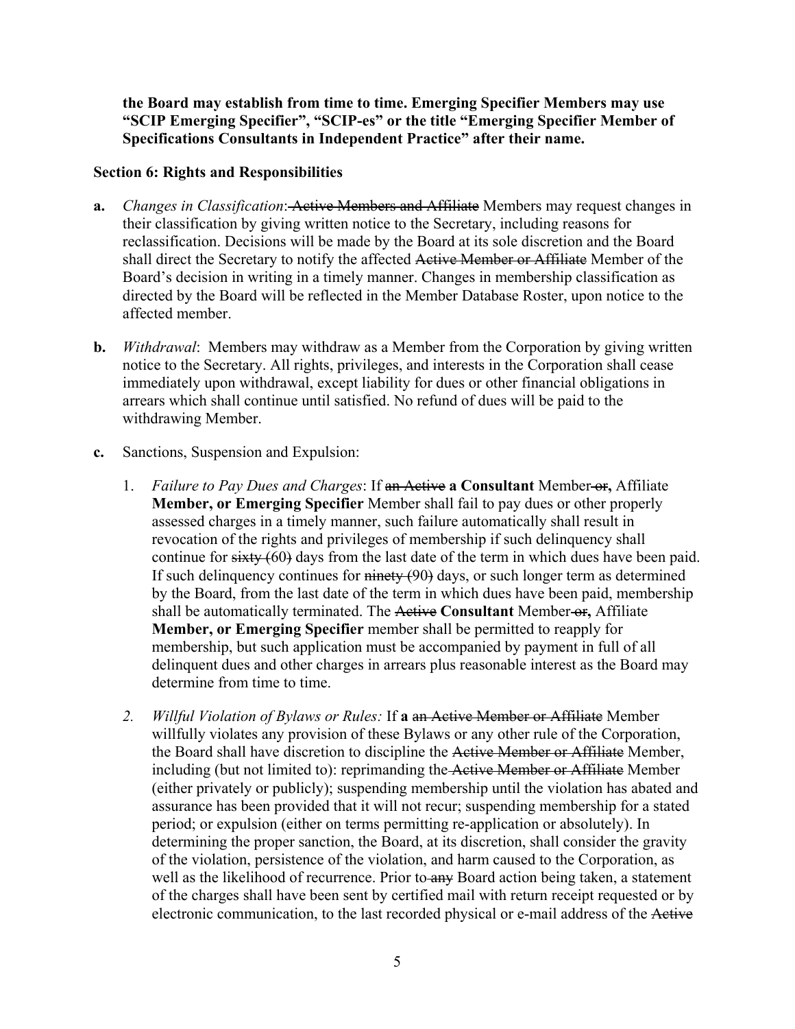**the Board may establish from time to time. Emerging Specifier Members may use "SCIP Emerging Specifier", "SCIP-es" or the title "Emerging Specifier Member of Specifications Consultants in Independent Practice" after their name.**

**Section 6: Rights and Responsibilities**

**a.** *Changes in Classification*: ~~Active Members and Affiliate~~ Members may request changes in their classification by giving written notice to the Secretary, including reasons for reclassification. Decisions will be made by the Board at its sole discretion and the Board shall direct the Secretary to notify the affected ~~Active Member or Affiliate~~ Member of the Board's decision in writing in a timely manner. Changes in membership classification as directed by the Board will be reflected in the Member Database Roster, upon notice to the affected member.

**b.** *Withdrawal*: Members may withdraw as a Member from the Corporation by giving written notice to the Secretary. All rights, privileges, and interests in the Corporation shall cease immediately upon withdrawal, except liability for dues or other financial obligations in arrears which shall continue until satisfied. No refund of dues will be paid to the withdrawing Member.

**c.** Sanctions, Suspension and Expulsion:

1. *Failure to Pay Dues and Charges*: If ~~an Active~~ **a Consultant** Member ~~or~~**,** Affiliate **Member, or Emerging Specifier** Member shall fail to pay dues or other properly assessed charges in a timely manner, such failure automatically shall result in revocation of the rights and privileges of membership if such delinquency shall continue for ~~sixty (60)~~ days from the last date of the term in which dues have been paid. If such delinquency continues for ~~ninety (90)~~ days, or such longer term as determined by the Board, from the last date of the term in which dues have been paid, membership shall be automatically terminated. The ~~Active~~ **Consultant** Member ~~or~~**,** Affiliate **Member, or Emerging Specifier** member shall be permitted to reapply for membership, but such application must be accompanied by payment in full of all delinquent dues and other charges in arrears plus reasonable interest as the Board may determine from time to time.

2. *Willful Violation of Bylaws or Rules:* If **a** ~~an Active Member or Affiliate~~ Member willfully violates any provision of these Bylaws or any other rule of the Corporation, the Board shall have discretion to discipline the ~~Active Member or Affiliate~~ Member, including (but not limited to): reprimanding the ~~Active Member or Affiliate~~ Member (either privately or publicly); suspending membership until the violation has abated and assurance has been provided that it will not recur; suspending membership for a stated period; or expulsion (either on terms permitting re-application or absolutely). In determining the proper sanction, the Board, at its discretion, shall consider the gravity of the violation, persistence of the violation, and harm caused to the Corporation, as well as the likelihood of recurrence. Prior to ~~any~~ Board action being taken, a statement of the charges shall have been sent by certified mail with return receipt requested or by electronic communication, to the last recorded physical or e-mail address of the ~~Active~~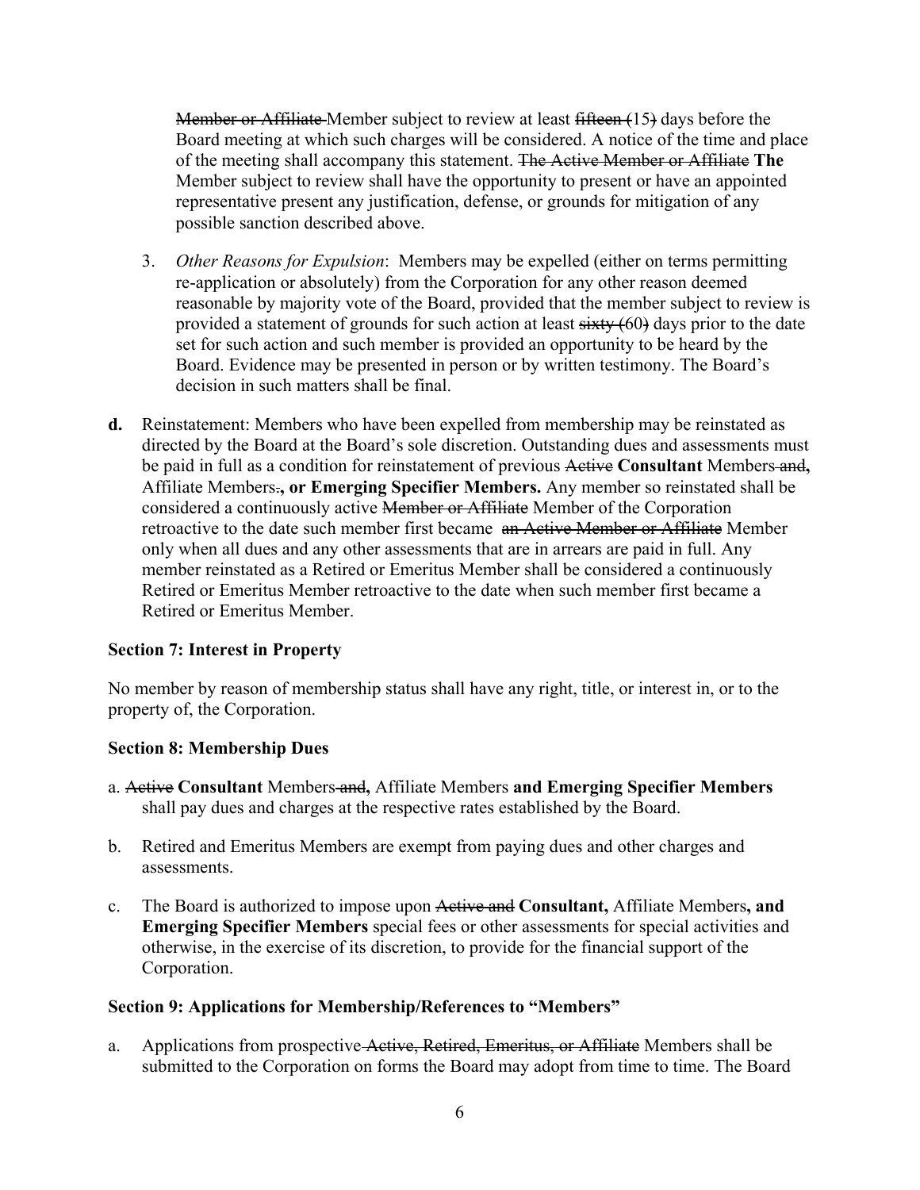Member or Affiliate Member subject to review at least ~~fifteen (~~15~~)~~ days before the Board meeting at which such charges will be considered. A notice of the time and place of the meeting shall accompany this statement. ~~The Active Member or Affiliate~~ **The** Member subject to review shall have the opportunity to present or have an appointed representative present any justification, defense, or grounds for mitigation of any possible sanction described above.

3. *Other Reasons for Expulsion*: Members may be expelled (either on terms permitting re-application or absolutely) from the Corporation for any other reason deemed reasonable by majority vote of the Board, provided that the member subject to review is provided a statement of grounds for such action at least ~~sixty (~~60~~)~~ days prior to the date set for such action and such member is provided an opportunity to be heard by the Board. Evidence may be presented in person or by written testimony. The Board's decision in such matters shall be final.

**d.** Reinstatement: Members who have been expelled from membership may be reinstated as directed by the Board at the Board's sole discretion. Outstanding dues and assessments must be paid in full as a condition for reinstatement of previous ~~Active~~ **Consultant** Members ~~and~~**,** Affiliate Members~~.~~**, or Emerging Specifier Members.** Any member so reinstated shall be considered a continuously active ~~Member or Affiliate~~ Member of the Corporation retroactive to the date such member first became ~~an Active Member or Affiliate~~ Member only when all dues and any other assessments that are in arrears are paid in full. Any member reinstated as a Retired or Emeritus Member shall be considered a continuously Retired or Emeritus Member retroactive to the date when such member first became a Retired or Emeritus Member.

**Section 7: Interest in Property**

No member by reason of membership status shall have any right, title, or interest in, or to the property of, the Corporation.

**Section 8: Membership Dues**

a. ~~Active~~ **Consultant** Members ~~and~~**,** Affiliate Members **and Emerging Specifier Members** shall pay dues and charges at the respective rates established by the Board.

b. Retired and Emeritus Members are exempt from paying dues and other charges and assessments.

c. The Board is authorized to impose upon ~~Active and~~ **Consultant,** Affiliate Members**, and Emerging Specifier Members** special fees or other assessments for special activities and otherwise, in the exercise of its discretion, to provide for the financial support of the Corporation.

**Section 9: Applications for Membership/References to "Members"**

a. Applications from prospective ~~Active, Retired, Emeritus, or Affiliate~~ Members shall be submitted to the Corporation on forms the Board may adopt from time to time. The Board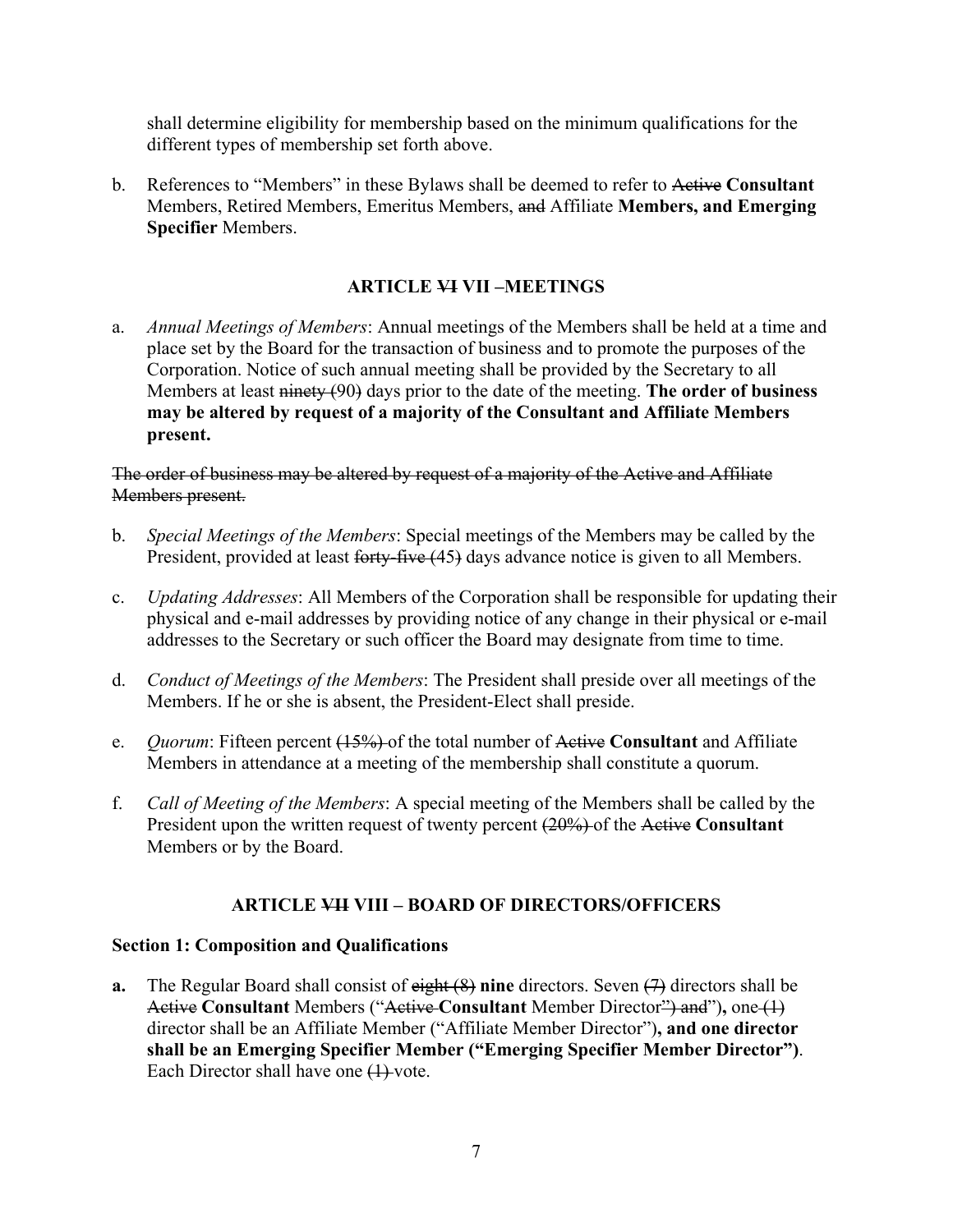shall determine eligibility for membership based on the minimum qualifications for the different types of membership set forth above.

b. References to "Members" in these Bylaws shall be deemed to refer to ~~Active~~ **Consultant** Members, Retired Members, Emeritus Members, ~~and~~ Affiliate **Members, and Emerging Specifier** Members.

## ARTICLE ~~VI~~ VII –MEETINGS

a. *Annual Meetings of Members*: Annual meetings of the Members shall be held at a time and place set by the Board for the transaction of business and to promote the purposes of the Corporation. Notice of such annual meeting shall be provided by the Secretary to all Members at least ~~ninety (90)~~ days prior to the date of the meeting. **The order of business may be altered by request of a majority of the Consultant and Affiliate Members present.**

~~The order of business may be altered by request of a majority of the Active and Affiliate Members present.~~

b. *Special Meetings of the Members*: Special meetings of the Members may be called by the President, provided at least ~~forty-five (45)~~ days advance notice is given to all Members.

c. *Updating Addresses*: All Members of the Corporation shall be responsible for updating their physical and e-mail addresses by providing notice of any change in their physical or e-mail addresses to the Secretary or such officer the Board may designate from time to time.

d. *Conduct of Meetings of the Members*: The President shall preside over all meetings of the Members. If he or she is absent, the President-Elect shall preside.

e. *Quorum*: Fifteen percent ~~(15%)~~ of the total number of ~~Active~~ **Consultant** and Affiliate Members in attendance at a meeting of the membership shall constitute a quorum.

f. *Call of Meeting of the Members*: A special meeting of the Members shall be called by the President upon the written request of twenty percent ~~(20%)~~ of the ~~Active~~ **Consultant** Members or by the Board.

## ARTICLE ~~VII~~ VIII – BOARD OF DIRECTORS/OFFICERS

**Section 1: Composition and Qualifications**

**a.** The Regular Board shall consist of ~~eight (8)~~ **nine** directors. Seven ~~(7)~~ directors shall be ~~Active~~ **Consultant** Members ("~~Active~~ **Consultant** Member Director~~") and~~"**),** one ~~(1)~~ director shall be an Affiliate Member ("Affiliate Member Director")**, and one director shall be an Emerging Specifier Member ("Emerging Specifier Member Director")**. Each Director shall have one ~~(1)~~ vote.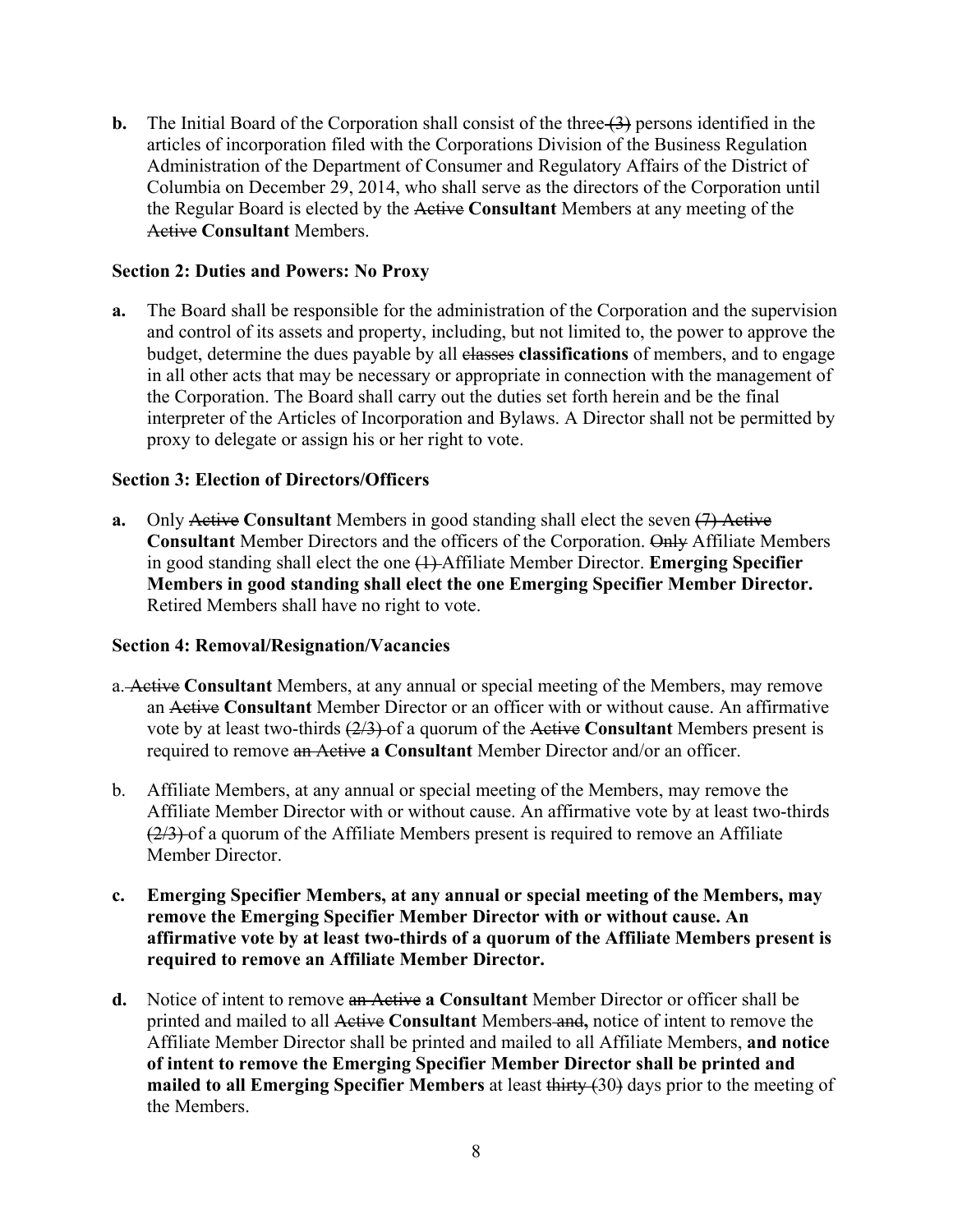**b.** The Initial Board of the Corporation shall consist of the three ~~(3)~~ persons identified in the articles of incorporation filed with the Corporations Division of the Business Regulation Administration of the Department of Consumer and Regulatory Affairs of the District of Columbia on December 29, 2014, who shall serve as the directors of the Corporation until the Regular Board is elected by the ~~Active~~ **Consultant** Members at any meeting of the ~~Active~~ **Consultant** Members.

**Section 2: Duties and Powers: No Proxy**

**a.** The Board shall be responsible for the administration of the Corporation and the supervision and control of its assets and property, including, but not limited to, the power to approve the budget, determine the dues payable by all ~~classes~~ **classifications** of members, and to engage in all other acts that may be necessary or appropriate in connection with the management of the Corporation. The Board shall carry out the duties set forth herein and be the final interpreter of the Articles of Incorporation and Bylaws. A Director shall not be permitted by proxy to delegate or assign his or her right to vote.

**Section 3: Election of Directors/Officers**

**a.** Only ~~Active~~ **Consultant** Members in good standing shall elect the seven ~~(7) Active~~ **Consultant** Member Directors and the officers of the Corporation. ~~Only~~ Affiliate Members in good standing shall elect the one ~~(1)~~ Affiliate Member Director. **Emerging Specifier Members in good standing shall elect the one Emerging Specifier Member Director.** Retired Members shall have no right to vote.

**Section 4: Removal/Resignation/Vacancies**

a. ~~Active~~ **Consultant** Members, at any annual or special meeting of the Members, may remove an ~~Active~~ **Consultant** Member Director or an officer with or without cause. An affirmative vote by at least two-thirds ~~(2/3)~~ of a quorum of the ~~Active~~ **Consultant** Members present is required to remove ~~an Active~~ **a Consultant** Member Director and/or an officer.

b. Affiliate Members, at any annual or special meeting of the Members, may remove the Affiliate Member Director with or without cause. An affirmative vote by at least two-thirds ~~(2/3)~~ of a quorum of the Affiliate Members present is required to remove an Affiliate Member Director.

**c. Emerging Specifier Members, at any annual or special meeting of the Members, may remove the Emerging Specifier Member Director with or without cause. An affirmative vote by at least two-thirds of a quorum of the Affiliate Members present is required to remove an Affiliate Member Director.**

**d.** Notice of intent to remove ~~an Active~~ **a Consultant** Member Director or officer shall be printed and mailed to all ~~Active~~ **Consultant** Members ~~and~~**,** notice of intent to remove the Affiliate Member Director shall be printed and mailed to all Affiliate Members, **and notice of intent to remove the Emerging Specifier Member Director shall be printed and mailed to all Emerging Specifier Members** at least ~~thirty (30)~~ days prior to the meeting of the Members.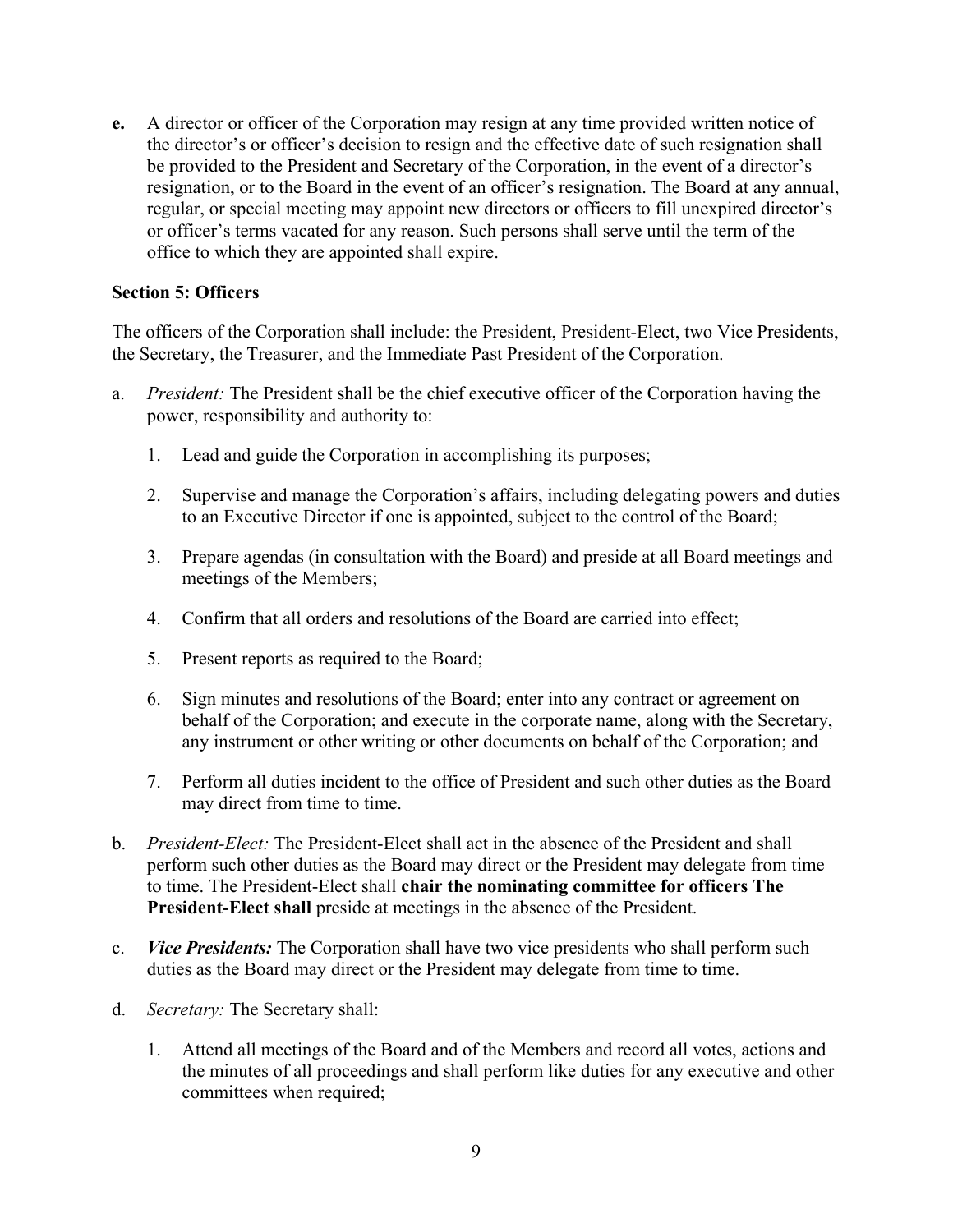**e.** A director or officer of the Corporation may resign at any time provided written notice of the director's or officer's decision to resign and the effective date of such resignation shall be provided to the President and Secretary of the Corporation, in the event of a director's resignation, or to the Board in the event of an officer's resignation. The Board at any annual, regular, or special meeting may appoint new directors or officers to fill unexpired director's or officer's terms vacated for any reason. Such persons shall serve until the term of the office to which they are appointed shall expire.

**Section 5: Officers**

The officers of the Corporation shall include: the President, President-Elect, two Vice Presidents, the Secretary, the Treasurer, and the Immediate Past President of the Corporation.

a. *President:* The President shall be the chief executive officer of the Corporation having the power, responsibility and authority to:

   1. Lead and guide the Corporation in accomplishing its purposes;

   2. Supervise and manage the Corporation's affairs, including delegating powers and duties to an Executive Director if one is appointed, subject to the control of the Board;

   3. Prepare agendas (in consultation with the Board) and preside at all Board meetings and meetings of the Members;

   4. Confirm that all orders and resolutions of the Board are carried into effect;

   5. Present reports as required to the Board;

   6. Sign minutes and resolutions of the Board; enter into ~~any~~ contract or agreement on behalf of the Corporation; and execute in the corporate name, along with the Secretary, any instrument or other writing or other documents on behalf of the Corporation; and

   7. Perform all duties incident to the office of President and such other duties as the Board may direct from time to time.

b. *President-Elect:* The President-Elect shall act in the absence of the President and shall perform such other duties as the Board may direct or the President may delegate from time to time. The President-Elect shall **chair the nominating committee for officers The President-Elect shall** preside at meetings in the absence of the President.

c. ***Vice Presidents:*** The Corporation shall have two vice presidents who shall perform such duties as the Board may direct or the President may delegate from time to time.

d. *Secretary:* The Secretary shall:

   1. Attend all meetings of the Board and of the Members and record all votes, actions and the minutes of all proceedings and shall perform like duties for any executive and other committees when required;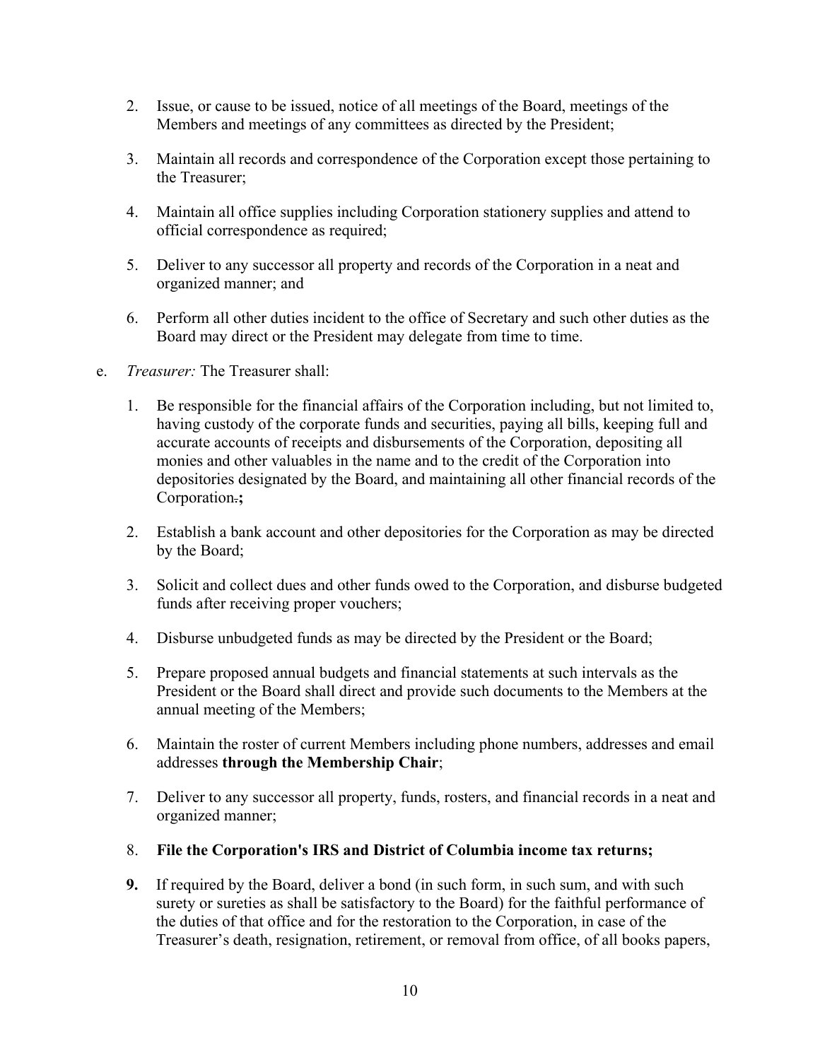2. Issue, or cause to be issued, notice of all meetings of the Board, meetings of the Members and meetings of any committees as directed by the President;

3. Maintain all records and correspondence of the Corporation except those pertaining to the Treasurer;

4. Maintain all office supplies including Corporation stationery supplies and attend to official correspondence as required;

5. Deliver to any successor all property and records of the Corporation in a neat and organized manner; and

6. Perform all other duties incident to the office of Secretary and such other duties as the Board may direct or the President may delegate from time to time.

e. *Treasurer:* The Treasurer shall:

1. Be responsible for the financial affairs of the Corporation including, but not limited to, having custody of the corporate funds and securities, paying all bills, keeping full and accurate accounts of receipts and disbursements of the Corporation, depositing all monies and other valuables in the name and to the credit of the Corporation into depositories designated by the Board, and maintaining all other financial records of the Corporation.**;**

2. Establish a bank account and other depositories for the Corporation as may be directed by the Board;

3. Solicit and collect dues and other funds owed to the Corporation, and disburse budgeted funds after receiving proper vouchers;

4. Disburse unbudgeted funds as may be directed by the President or the Board;

5. Prepare proposed annual budgets and financial statements at such intervals as the President or the Board shall direct and provide such documents to the Members at the annual meeting of the Members;

6. Maintain the roster of current Members including phone numbers, addresses and email addresses **through the Membership Chair**;

7. Deliver to any successor all property, funds, rosters, and financial records in a neat and organized manner;

8. **File the Corporation's IRS and District of Columbia income tax returns;**

**9.** If required by the Board, deliver a bond (in such form, in such sum, and with such surety or sureties as shall be satisfactory to the Board) for the faithful performance of the duties of that office and for the restoration to the Corporation, in case of the Treasurer's death, resignation, retirement, or removal from office, of all books papers,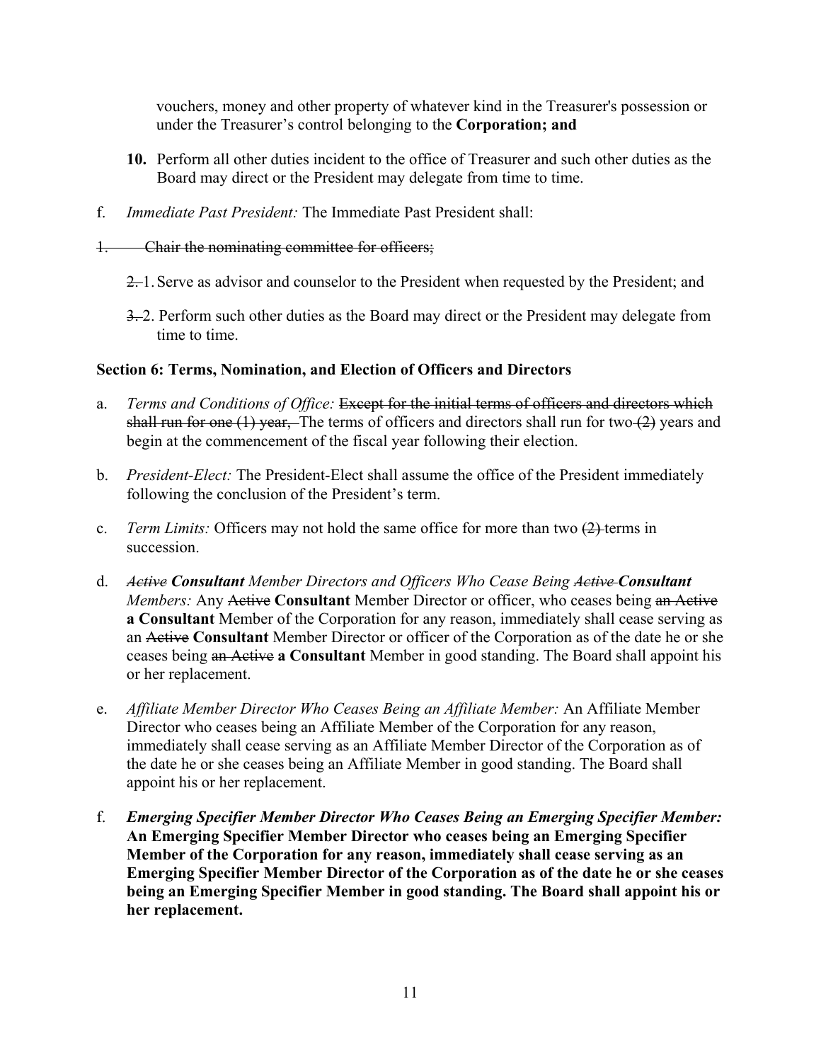vouchers, money and other property of whatever kind in the Treasurer's possession or under the Treasurer's control belonging to the **Corporation; and**

**10.** Perform all other duties incident to the office of Treasurer and such other duties as the Board may direct or the President may delegate from time to time.

f. *Immediate Past President:* The Immediate Past President shall:

~~1. Chair the nominating committee for officers;~~

~~2.~~ 1. Serve as advisor and counselor to the President when requested by the President; and

~~3.~~ 2. Perform such other duties as the Board may direct or the President may delegate from time to time.

**Section 6: Terms, Nomination, and Election of Officers and Directors**

a. *Terms and Conditions of Office:* ~~Except for the initial terms of officers and directors which shall run for one (1) year,~~ The terms of officers and directors shall run for two ~~(2)~~ years and begin at the commencement of the fiscal year following their election.

b. *President-Elect:* The President-Elect shall assume the office of the President immediately following the conclusion of the President's term.

c. *Term Limits:* Officers may not hold the same office for more than two ~~(2)~~ terms in succession.

d. *~~Active~~ **Consultant** Member Directors and Officers Who Cease Being ~~Active~~ **Consultant** Members:* Any ~~Active~~ **Consultant** Member Director or officer, who ceases being ~~an Active~~ **a Consultant** Member of the Corporation for any reason, immediately shall cease serving as an ~~Active~~ **Consultant** Member Director or officer of the Corporation as of the date he or she ceases being ~~an Active~~ **a Consultant** Member in good standing. The Board shall appoint his or her replacement.

e. *Affiliate Member Director Who Ceases Being an Affiliate Member:* An Affiliate Member Director who ceases being an Affiliate Member of the Corporation for any reason, immediately shall cease serving as an Affiliate Member Director of the Corporation as of the date he or she ceases being an Affiliate Member in good standing. The Board shall appoint his or her replacement.

f. ***Emerging Specifier Member Director Who Ceases Being an Emerging Specifier Member:*** **An Emerging Specifier Member Director who ceases being an Emerging Specifier Member of the Corporation for any reason, immediately shall cease serving as an Emerging Specifier Member Director of the Corporation as of the date he or she ceases being an Emerging Specifier Member in good standing. The Board shall appoint his or her replacement.**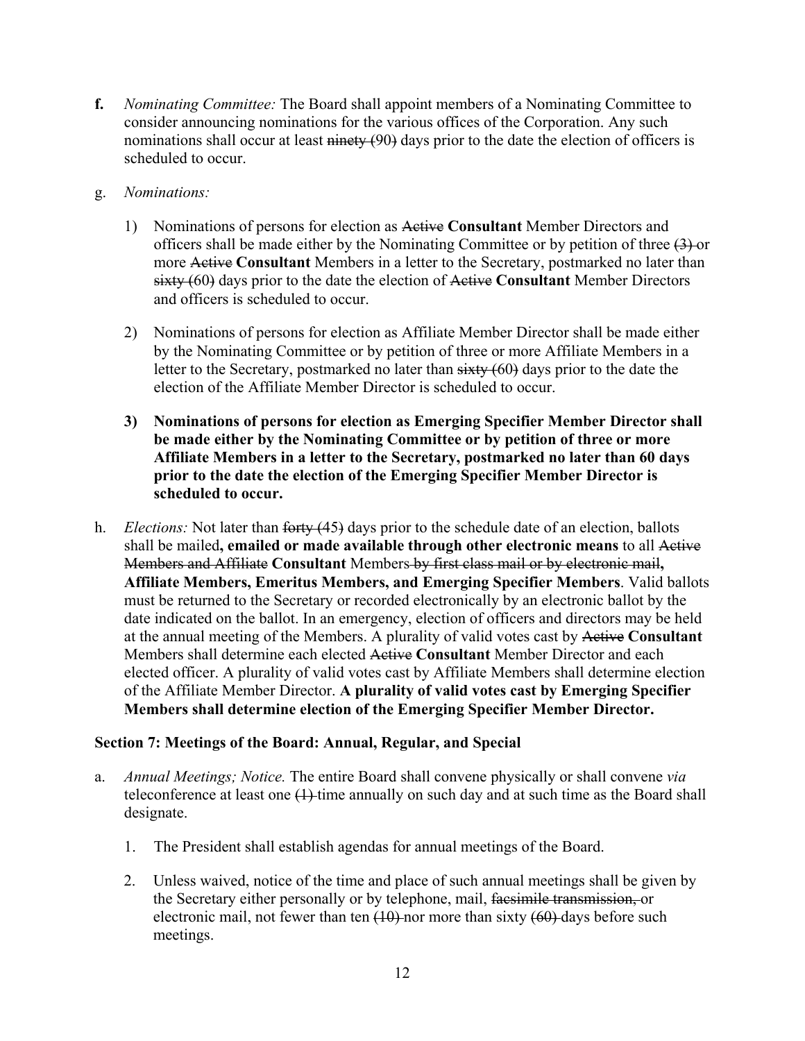**f.** *Nominating Committee:* The Board shall appoint members of a Nominating Committee to consider announcing nominations for the various offices of the Corporation. Any such nominations shall occur at least ~~ninety (~~90~~)~~ days prior to the date the election of officers is scheduled to occur.

g. *Nominations:*

1) Nominations of persons for election as ~~Active~~ **Consultant** Member Directors and officers shall be made either by the Nominating Committee or by petition of three ~~(3)~~ or more ~~Active~~ **Consultant** Members in a letter to the Secretary, postmarked no later than ~~sixty (~~60~~)~~ days prior to the date the election of ~~Active~~ **Consultant** Member Directors and officers is scheduled to occur.

2) Nominations of persons for election as Affiliate Member Director shall be made either by the Nominating Committee or by petition of three or more Affiliate Members in a letter to the Secretary, postmarked no later than ~~sixty (~~60~~)~~ days prior to the date the election of the Affiliate Member Director is scheduled to occur.

**3) Nominations of persons for election as Emerging Specifier Member Director shall be made either by the Nominating Committee or by petition of three or more Affiliate Members in a letter to the Secretary, postmarked no later than 60 days prior to the date the election of the Emerging Specifier Member Director is scheduled to occur.**

h. *Elections:* Not later than ~~forty (~~45~~)~~ days prior to the schedule date of an election, ballots shall be mailed**, emailed or made available through other electronic means** to all ~~Active Members and Affiliate~~ **Consultant** Members ~~by first class mail or by electronic mail~~**, Affiliate Members, Emeritus Members, and Emerging Specifier Members**. Valid ballots must be returned to the Secretary or recorded electronically by an electronic ballot by the date indicated on the ballot. In an emergency, election of officers and directors may be held at the annual meeting of the Members. A plurality of valid votes cast by ~~Active~~ **Consultant** Members shall determine each elected ~~Active~~ **Consultant** Member Director and each elected officer. A plurality of valid votes cast by Affiliate Members shall determine election of the Affiliate Member Director. **A plurality of valid votes cast by Emerging Specifier Members shall determine election of the Emerging Specifier Member Director.**

### Section 7: Meetings of the Board: Annual, Regular, and Special

a. *Annual Meetings; Notice.* The entire Board shall convene physically or shall convene *via* teleconference at least one ~~(1)~~ time annually on such day and at such time as the Board shall designate.

1. The President shall establish agendas for annual meetings of the Board.

2. Unless waived, notice of the time and place of such annual meetings shall be given by the Secretary either personally or by telephone, mail, ~~facsimile transmission,~~ or electronic mail, not fewer than ten ~~(10)~~ nor more than sixty ~~(60)~~ days before such meetings.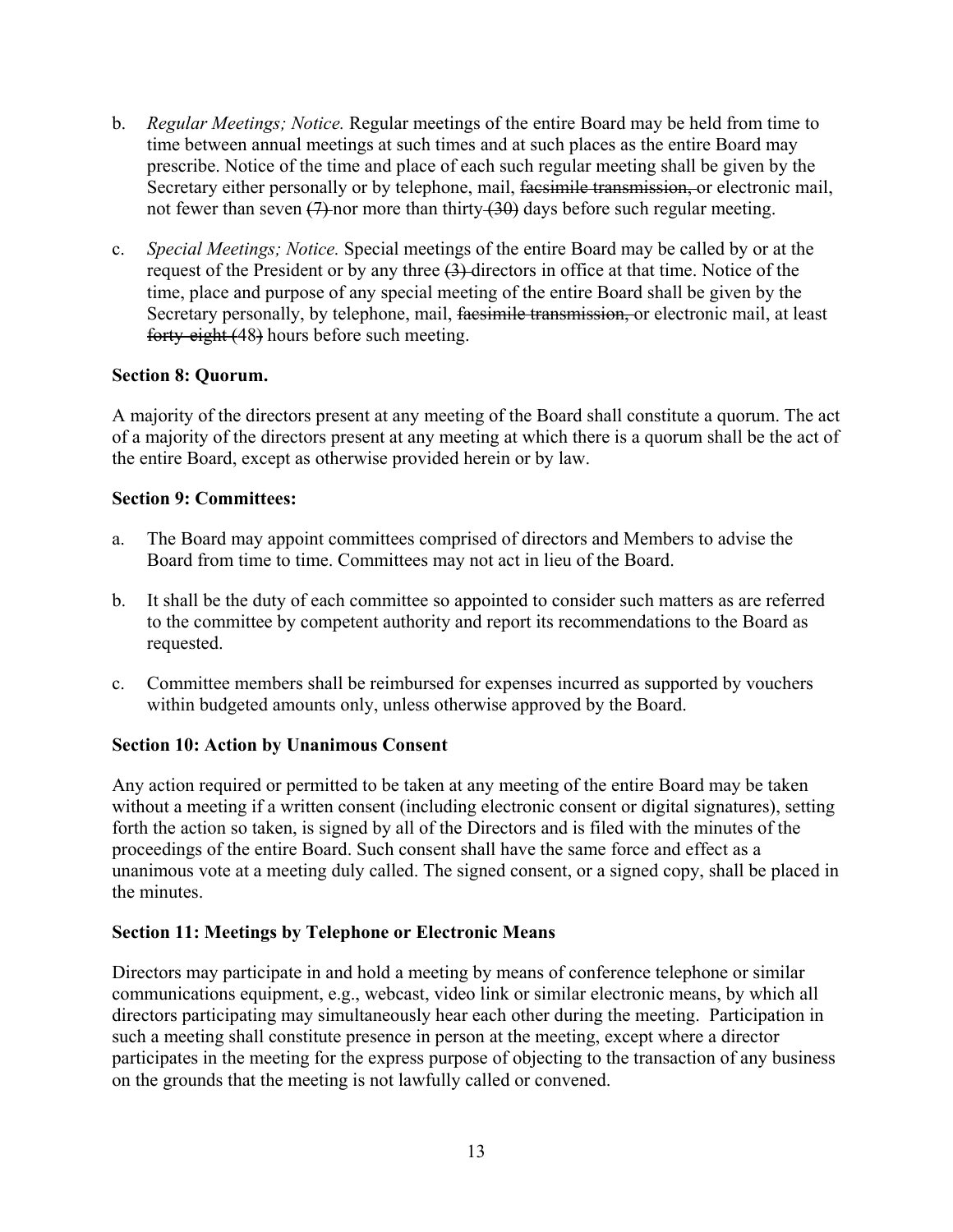b. *Regular Meetings; Notice.* Regular meetings of the entire Board may be held from time to time between annual meetings at such times and at such places as the entire Board may prescribe. Notice of the time and place of each such regular meeting shall be given by the Secretary either personally or by telephone, mail, ~~facsimile transmission,~~ or electronic mail, not fewer than seven ~~(7)~~ nor more than thirty ~~(30)~~ days before such regular meeting.

c. *Special Meetings; Notice.* Special meetings of the entire Board may be called by or at the request of the President or by any three ~~(3)~~ directors in office at that time. Notice of the time, place and purpose of any special meeting of the entire Board shall be given by the Secretary personally, by telephone, mail, ~~facsimile transmission,~~ or electronic mail, at least ~~forty-eight (~~48~~)~~ hours before such meeting.

**Section 8: Quorum.**

A majority of the directors present at any meeting of the Board shall constitute a quorum. The act of a majority of the directors present at any meeting at which there is a quorum shall be the act of the entire Board, except as otherwise provided herein or by law.

**Section 9: Committees:**

a. The Board may appoint committees comprised of directors and Members to advise the Board from time to time. Committees may not act in lieu of the Board.

b. It shall be the duty of each committee so appointed to consider such matters as are referred to the committee by competent authority and report its recommendations to the Board as requested.

c. Committee members shall be reimbursed for expenses incurred as supported by vouchers within budgeted amounts only, unless otherwise approved by the Board.

**Section 10: Action by Unanimous Consent**

Any action required or permitted to be taken at any meeting of the entire Board may be taken without a meeting if a written consent (including electronic consent or digital signatures), setting forth the action so taken, is signed by all of the Directors and is filed with the minutes of the proceedings of the entire Board. Such consent shall have the same force and effect as a unanimous vote at a meeting duly called. The signed consent, or a signed copy, shall be placed in the minutes.

**Section 11: Meetings by Telephone or Electronic Means**

Directors may participate in and hold a meeting by means of conference telephone or similar communications equipment, e.g., webcast, video link or similar electronic means, by which all directors participating may simultaneously hear each other during the meeting. Participation in such a meeting shall constitute presence in person at the meeting, except where a director participates in the meeting for the express purpose of objecting to the transaction of any business on the grounds that the meeting is not lawfully called or convened.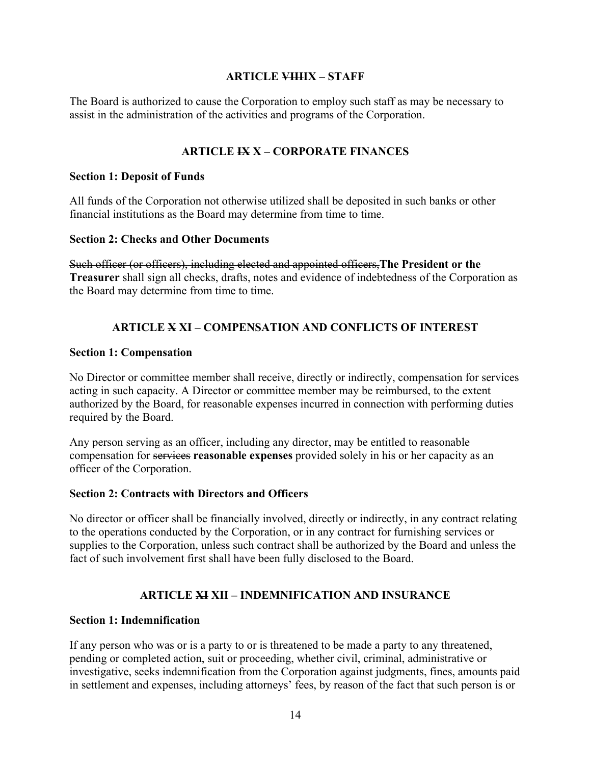## ARTICLE ~~VIII~~IX – STAFF

The Board is authorized to cause the Corporation to employ such staff as may be necessary to assist in the administration of the activities and programs of the Corporation.

## ARTICLE ~~IX~~ X – CORPORATE FINANCES

**Section 1: Deposit of Funds**

All funds of the Corporation not otherwise utilized shall be deposited in such banks or other financial institutions as the Board may determine from time to time.

**Section 2: Checks and Other Documents**

~~Such officer (or officers), including elected and appointed officers,~~**The President or the Treasurer** shall sign all checks, drafts, notes and evidence of indebtedness of the Corporation as the Board may determine from time to time.

## ARTICLE ~~X~~ XI – COMPENSATION AND CONFLICTS OF INTEREST

**Section 1: Compensation**

No Director or committee member shall receive, directly or indirectly, compensation for services acting in such capacity. A Director or committee member may be reimbursed, to the extent authorized by the Board, for reasonable expenses incurred in connection with performing duties required by the Board.

Any person serving as an officer, including any director, may be entitled to reasonable compensation for ~~services~~ **reasonable expenses** provided solely in his or her capacity as an officer of the Corporation.

**Section 2: Contracts with Directors and Officers**

No director or officer shall be financially involved, directly or indirectly, in any contract relating to the operations conducted by the Corporation, or in any contract for furnishing services or supplies to the Corporation, unless such contract shall be authorized by the Board and unless the fact of such involvement first shall have been fully disclosed to the Board.

## ARTICLE ~~XI~~ XII – INDEMNIFICATION AND INSURANCE

**Section 1: Indemnification**

If any person who was or is a party to or is threatened to be made a party to any threatened, pending or completed action, suit or proceeding, whether civil, criminal, administrative or investigative, seeks indemnification from the Corporation against judgments, fines, amounts paid in settlement and expenses, including attorneys' fees, by reason of the fact that such person is or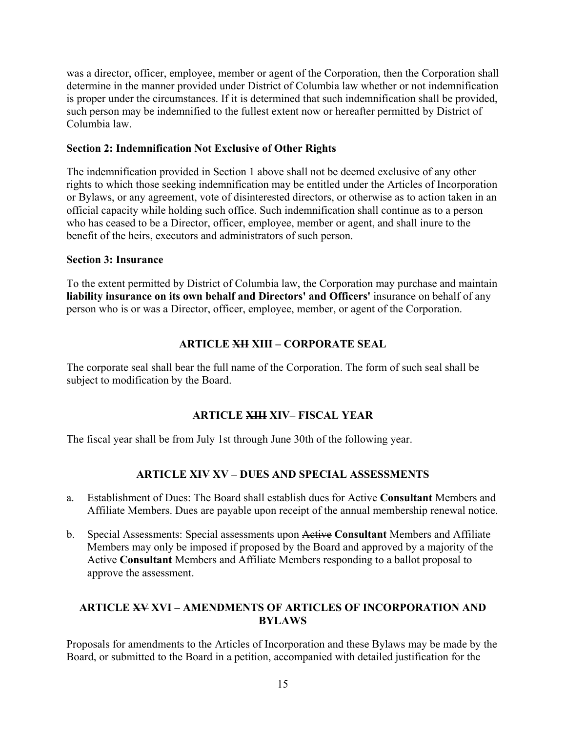was a director, officer, employee, member or agent of the Corporation, then the Corporation shall determine in the manner provided under District of Columbia law whether or not indemnification is proper under the circumstances. If it is determined that such indemnification shall be provided, such person may be indemnified to the fullest extent now or hereafter permitted by District of Columbia law.

**Section 2: Indemnification Not Exclusive of Other Rights**

The indemnification provided in Section 1 above shall not be deemed exclusive of any other rights to which those seeking indemnification may be entitled under the Articles of Incorporation or Bylaws, or any agreement, vote of disinterested directors, or otherwise as to action taken in an official capacity while holding such office. Such indemnification shall continue as to a person who has ceased to be a Director, officer, employee, member or agent, and shall inure to the benefit of the heirs, executors and administrators of such person.

**Section 3: Insurance**

To the extent permitted by District of Columbia law, the Corporation may purchase and maintain **liability insurance on its own behalf and Directors' and Officers'** insurance on behalf of any person who is or was a Director, officer, employee, member, or agent of the Corporation.

## ARTICLE ~~XII~~ XIII – CORPORATE SEAL

The corporate seal shall bear the full name of the Corporation. The form of such seal shall be subject to modification by the Board.

## ARTICLE ~~XIII~~ XIV– FISCAL YEAR

The fiscal year shall be from July 1st through June 30th of the following year.

## ARTICLE ~~XIV~~ XV – DUES AND SPECIAL ASSESSMENTS

a. Establishment of Dues: The Board shall establish dues for ~~Active~~ **Consultant** Members and Affiliate Members. Dues are payable upon receipt of the annual membership renewal notice.

b. Special Assessments: Special assessments upon ~~Active~~ **Consultant** Members and Affiliate Members may only be imposed if proposed by the Board and approved by a majority of the ~~Active~~ **Consultant** Members and Affiliate Members responding to a ballot proposal to approve the assessment.

## ARTICLE ~~XV~~ XVI – AMENDMENTS OF ARTICLES OF INCORPORATION AND BYLAWS

Proposals for amendments to the Articles of Incorporation and these Bylaws may be made by the Board, or submitted to the Board in a petition, accompanied with detailed justification for the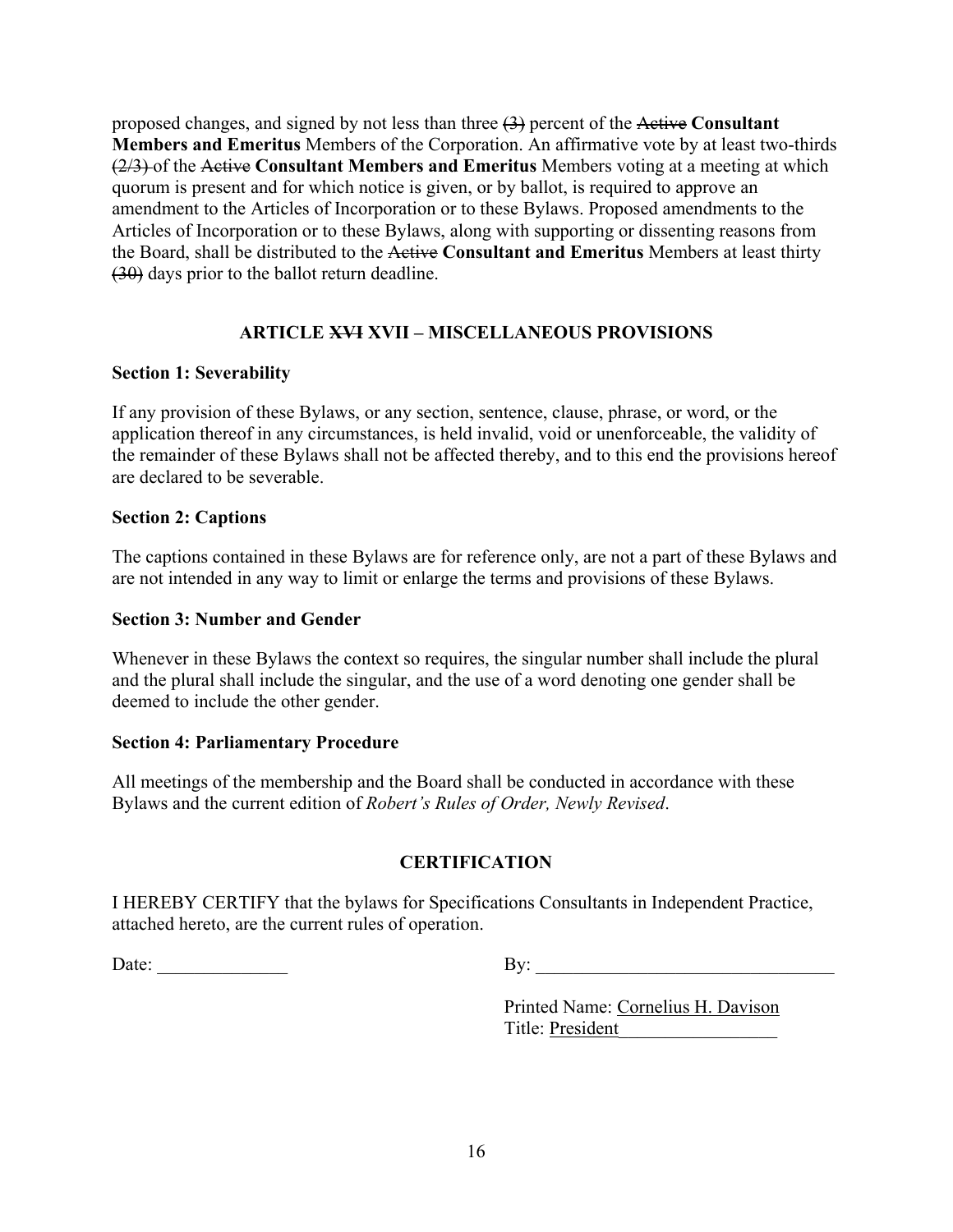proposed changes, and signed by not less than three ~~(3)~~ percent of the ~~Active~~ **Consultant Members and Emeritus** Members of the Corporation. An affirmative vote by at least two-thirds ~~(2/3)~~ of the ~~Active~~ **Consultant Members and Emeritus** Members voting at a meeting at which quorum is present and for which notice is given, or by ballot, is required to approve an amendment to the Articles of Incorporation or to these Bylaws. Proposed amendments to the Articles of Incorporation or to these Bylaws, along with supporting or dissenting reasons from the Board, shall be distributed to the ~~Active~~ **Consultant and Emeritus** Members at least thirty ~~(30)~~ days prior to the ballot return deadline.

## ARTICLE ~~XVI~~ XVII – MISCELLANEOUS PROVISIONS

**Section 1: Severability**

If any provision of these Bylaws, or any section, sentence, clause, phrase, or word, or the application thereof in any circumstances, is held invalid, void or unenforceable, the validity of the remainder of these Bylaws shall not be affected thereby, and to this end the provisions hereof are declared to be severable.

**Section 2: Captions**

The captions contained in these Bylaws are for reference only, are not a part of these Bylaws and are not intended in any way to limit or enlarge the terms and provisions of these Bylaws.

**Section 3: Number and Gender**

Whenever in these Bylaws the context so requires, the singular number shall include the plural and the plural shall include the singular, and the use of a word denoting one gender shall be deemed to include the other gender.

**Section 4: Parliamentary Procedure**

All meetings of the membership and the Board shall be conducted in accordance with these Bylaws and the current edition of *Robert's Rules of Order, Newly Revised*.

## CERTIFICATION

I HEREBY CERTIFY that the bylaws for Specifications Consultants in Independent Practice, attached hereto, are the current rules of operation.

Date: ______________ By: _________________________________

Printed Name: Cornelius H. Davison
Title: President